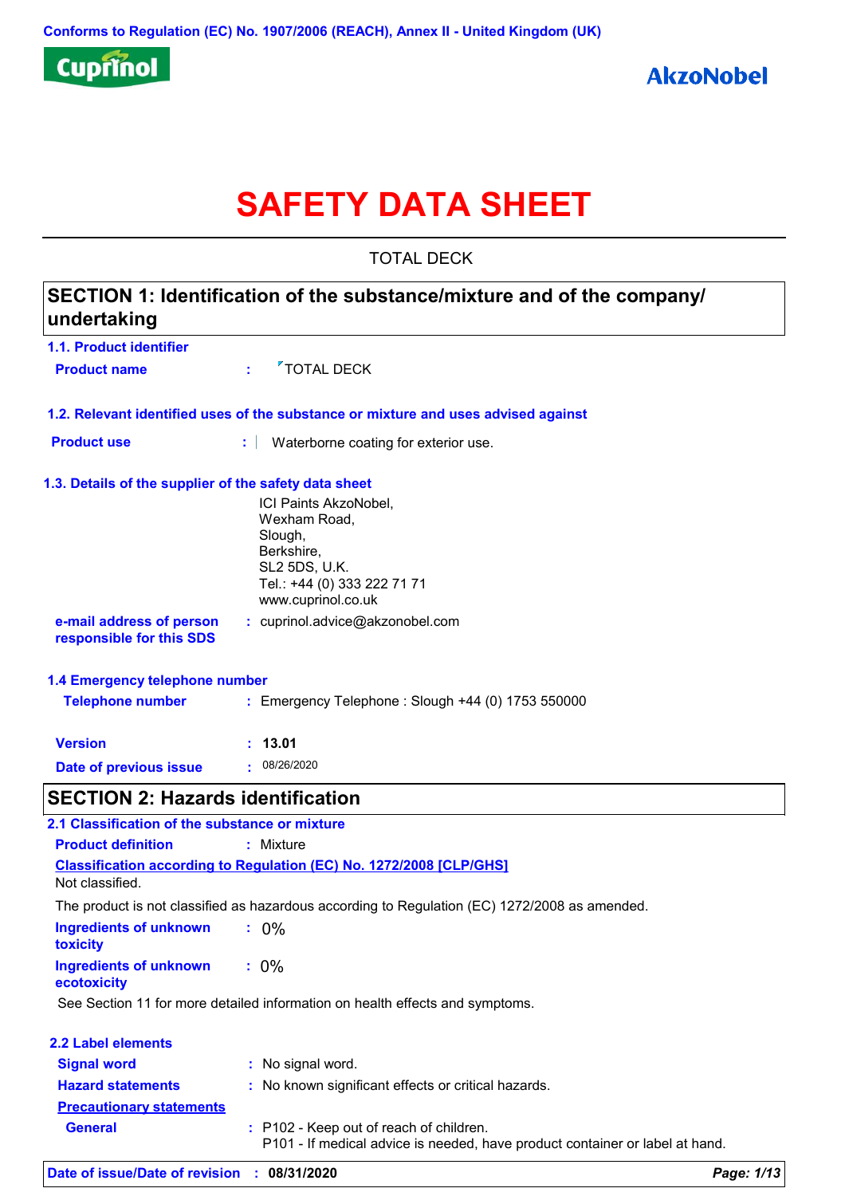Conforms to Regulation (EC) No. 1907/2006 (REACH), Annex II - United Kingdom (UK)

Cuprinol

AkzoNobel

# SAFETY DATA SHEET

TOTAL DECK

## SECTION 1: Identification of the substance/mixture and of the company/undertaking

### 1.1. Product identifier

**Product name** : TOTAL DECK

### 1.2. Relevant identified uses of the substance or mixture and uses advised against

**Product use** : Waterborne coating for exterior use.

### 1.3. Details of the supplier of the safety data sheet

ICI Paints AkzoNobel,
Wexham Road,
Slough,
Berkshire,
SL2 5DS, U.K.
Tel.: +44 (0) 333 222 71 71
www.cuprinol.co.uk

**e-mail address of person responsible for this SDS** : cuprinol.advice@akzonobel.com

### 1.4 Emergency telephone number

**Telephone number** : Emergency Telephone : Slough +44 (0) 1753 550000

**Version** : **13.01**

**Date of previous issue** : 08/26/2020

## SECTION 2: Hazards identification

### 2.1 Classification of the substance or mixture

**Product definition** : Mixture

**Classification according to Regulation (EC) No. 1272/2008 [CLP/GHS]**

Not classified.

The product is not classified as hazardous according to Regulation (EC) 1272/2008 as amended.

**Ingredients of unknown toxicity** : 0%

**Ingredients of unknown ecotoxicity** : 0%

See Section 11 for more detailed information on health effects and symptoms.

### 2.2 Label elements

**Signal word** : No signal word.

**Hazard statements** : No known significant effects or critical hazards.

**Precautionary statements**

**General** : P102 - Keep out of reach of children.
P101 - If medical advice is needed, have product container or label at hand.

**Date of issue/Date of revision** : **08/31/2020**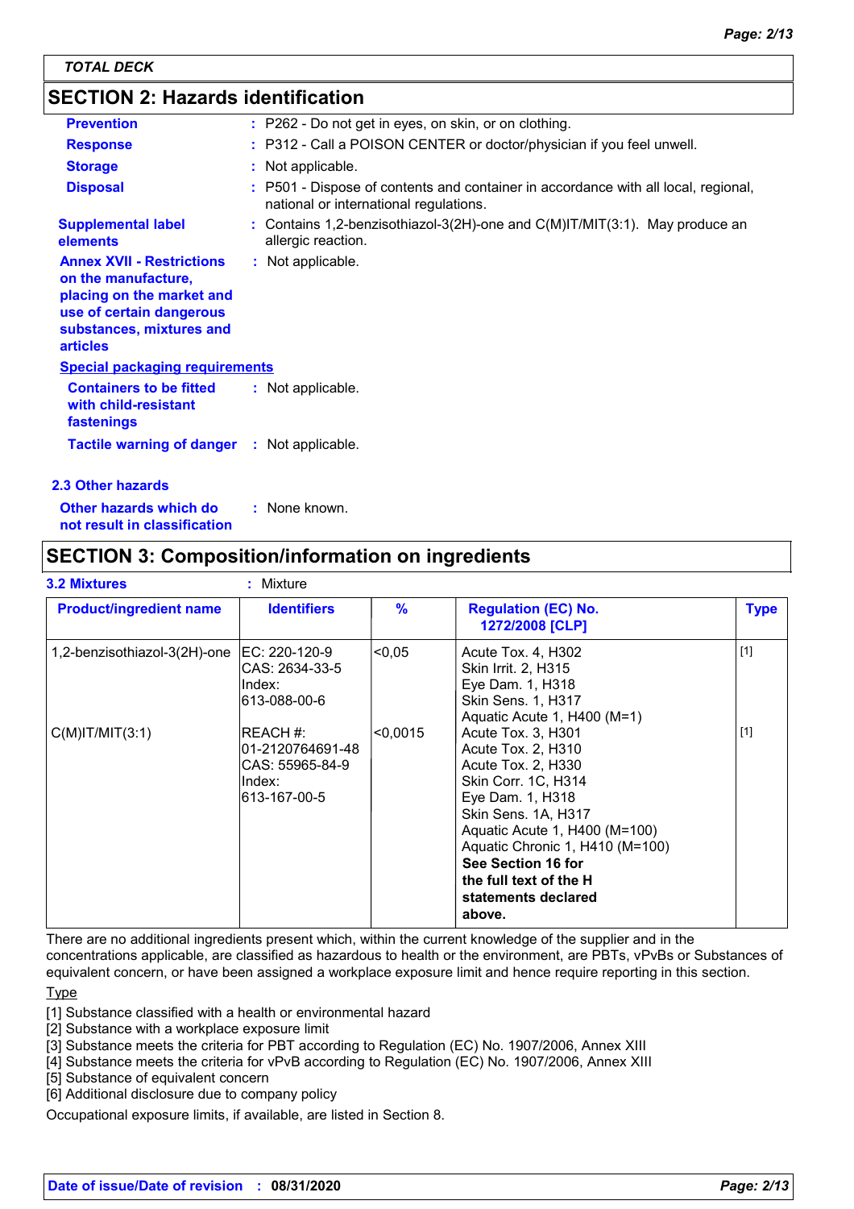## SECTION 2: Hazards identification

| | | |
|---|---|---|
| **Prevention** | : | P262 - Do not get in eyes, on skin, or on clothing. |
| **Response** | : | P312 - Call a POISON CENTER or doctor/physician if you feel unwell. |
| **Storage** | : | Not applicable. |
| **Disposal** | : | P501 - Dispose of contents and container in accordance with all local, regional, national or international regulations. |
| **Supplemental label elements** | : | Contains 1,2-benzisothiazol-3(2H)-one and C(M)IT/MIT(3:1). May produce an allergic reaction. |
| **Annex XVII - Restrictions on the manufacture, placing on the market and use of certain dangerous substances, mixtures and articles** | : | Not applicable. |

**Special packaging requirements**

| | | |
|---|---|---|
| **Containers to be fitted with child-resistant fastenings** | : | Not applicable. |
| **Tactile warning of danger** | : | Not applicable. |

### 2.3 Other hazards

| | | |
|---|---|---|
| **Other hazards which do not result in classification** | : | None known. |

## SECTION 3: Composition/information on ingredients

**3.2 Mixtures** : Mixture

| Product/ingredient name | Identifiers | % | Regulation (EC) No. 1272/2008 [CLP] | Type |
|---|---|---|---|---|
| 1,2-benzisothiazol-3(2H)-one | EC: 220-120-9<br>CAS: 2634-33-5<br>Index: 613-088-00-6 | <0,05 | Acute Tox. 4, H302<br>Skin Irrit. 2, H315<br>Eye Dam. 1, H318<br>Skin Sens. 1, H317<br>Aquatic Acute 1, H400 (M=1) | [1] |
| C(M)IT/MIT(3:1) | REACH #: 01-2120764691-48<br>CAS: 55965-84-9<br>Index: 613-167-00-5 | <0,0015 | Acute Tox. 3, H301<br>Acute Tox. 2, H310<br>Acute Tox. 2, H330<br>Skin Corr. 1C, H314<br>Eye Dam. 1, H318<br>Skin Sens. 1A, H317<br>Aquatic Acute 1, H400 (M=100)<br>Aquatic Chronic 1, H410 (M=100)<br>**See Section 16 for the full text of the H statements declared above.** | [1] |

There are no additional ingredients present which, within the current knowledge of the supplier and in the concentrations applicable, are classified as hazardous to health or the environment, are PBTs, vPvBs or Substances of equivalent concern, or have been assigned a workplace exposure limit and hence require reporting in this section.

Type

[1] Substance classified with a health or environmental hazard
[2] Substance with a workplace exposure limit
[3] Substance meets the criteria for PBT according to Regulation (EC) No. 1907/2006, Annex XIII
[4] Substance meets the criteria for vPvB according to Regulation (EC) No. 1907/2006, Annex XIII
[5] Substance of equivalent concern
[6] Additional disclosure due to company policy

Occupational exposure limits, if available, are listed in Section 8.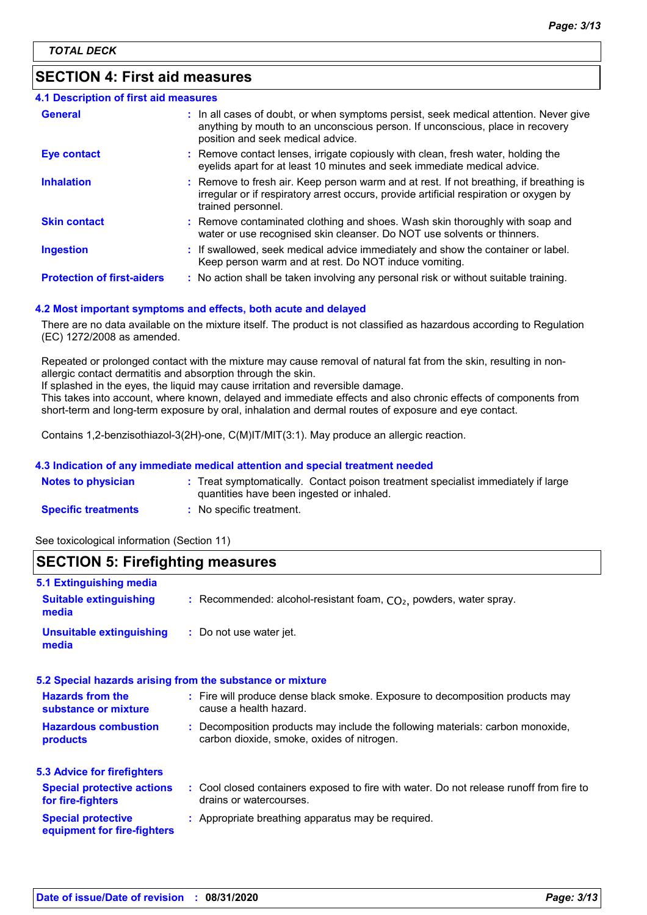TOTAL DECK

## SECTION 4: First aid measures

### 4.1 Description of first aid measures

| | |
|---|---|
| **General** | In all cases of doubt, or when symptoms persist, seek medical attention. Never give anything by mouth to an unconscious person. If unconscious, place in recovery position and seek medical advice. |
| **Eye contact** | Remove contact lenses, irrigate copiously with clean, fresh water, holding the eyelids apart for at least 10 minutes and seek immediate medical advice. |
| **Inhalation** | Remove to fresh air. Keep person warm and at rest. If not breathing, if breathing is irregular or if respiratory arrest occurs, provide artificial respiration or oxygen by trained personnel. |
| **Skin contact** | Remove contaminated clothing and shoes. Wash skin thoroughly with soap and water or use recognised skin cleanser. Do NOT use solvents or thinners. |
| **Ingestion** | If swallowed, seek medical advice immediately and show the container or label. Keep person warm and at rest. Do NOT induce vomiting. |
| **Protection of first-aiders** | No action shall be taken involving any personal risk or without suitable training. |

### 4.2 Most important symptoms and effects, both acute and delayed

There are no data available on the mixture itself. The product is not classified as hazardous according to Regulation (EC) 1272/2008 as amended.

Repeated or prolonged contact with the mixture may cause removal of natural fat from the skin, resulting in non-allergic contact dermatitis and absorption through the skin.
If splashed in the eyes, the liquid may cause irritation and reversible damage.
This takes into account, where known, delayed and immediate effects and also chronic effects of components from short-term and long-term exposure by oral, inhalation and dermal routes of exposure and eye contact.

Contains 1,2-benzisothiazol-3(2H)-one, C(M)IT/MIT(3:1). May produce an allergic reaction.

### 4.3 Indication of any immediate medical attention and special treatment needed

| | |
|---|---|
| **Notes to physician** | Treat symptomatically. Contact poison treatment specialist immediately if large quantities have been ingested or inhaled. |
| **Specific treatments** | No specific treatment. |

See toxicological information (Section 11)

## SECTION 5: Firefighting measures

### 5.1 Extinguishing media

| | |
|---|---|
| **Suitable extinguishing media** | Recommended: alcohol-resistant foam, $CO_2$, powders, water spray. |
| **Unsuitable extinguishing media** | Do not use water jet. |

### 5.2 Special hazards arising from the substance or mixture

| | |
|---|---|
| **Hazards from the substance or mixture** | Fire will produce dense black smoke. Exposure to decomposition products may cause a health hazard. |
| **Hazardous combustion products** | Decomposition products may include the following materials: carbon monoxide, carbon dioxide, smoke, oxides of nitrogen. |

### 5.3 Advice for firefighters

| | |
|---|---|
| **Special protective actions for fire-fighters** | Cool closed containers exposed to fire with water. Do not release runoff from fire to drains or watercourses. |
| **Special protective equipment for fire-fighters** | Appropriate breathing apparatus may be required. |

**Date of issue/Date of revision** : **08/31/2020**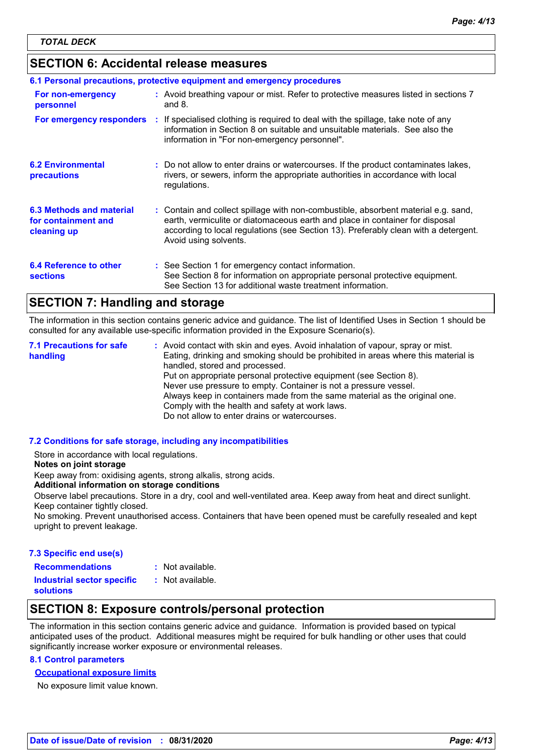## SECTION 6: Accidental release measures

### 6.1 Personal precautions, protective equipment and emergency procedures

**For non-emergency personnel** : Avoid breathing vapour or mist. Refer to protective measures listed in sections 7 and 8.

**For emergency responders** : If specialised clothing is required to deal with the spillage, take note of any information in Section 8 on suitable and unsuitable materials. See also the information in "For non-emergency personnel".

**6.2 Environmental precautions** : Do not allow to enter drains or watercourses. If the product contaminates lakes, rivers, or sewers, inform the appropriate authorities in accordance with local regulations.

**6.3 Methods and material for containment and cleaning up** : Contain and collect spillage with non-combustible, absorbent material e.g. sand, earth, vermiculite or diatomaceous earth and place in container for disposal according to local regulations (see Section 13). Preferably clean with a detergent. Avoid using solvents.

**6.4 Reference to other sections** : See Section 1 for emergency contact information.
See Section 8 for information on appropriate personal protective equipment.
See Section 13 for additional waste treatment information.

## SECTION 7: Handling and storage

The information in this section contains generic advice and guidance. The list of Identified Uses in Section 1 should be consulted for any available use-specific information provided in the Exposure Scenario(s).

**7.1 Precautions for safe handling** : Avoid contact with skin and eyes. Avoid inhalation of vapour, spray or mist.
Eating, drinking and smoking should be prohibited in areas where this material is handled, stored and processed.
Put on appropriate personal protective equipment (see Section 8).
Never use pressure to empty. Container is not a pressure vessel.
Always keep in containers made from the same material as the original one.
Comply with the health and safety at work laws.
Do not allow to enter drains or watercourses.

### 7.2 Conditions for safe storage, including any incompatibilities

Store in accordance with local regulations.

**Notes on joint storage**

Keep away from: oxidising agents, strong alkalis, strong acids.

**Additional information on storage conditions**

Observe label precautions. Store in a dry, cool and well-ventilated area. Keep away from heat and direct sunlight. Keep container tightly closed.
No smoking. Prevent unauthorised access. Containers that have been opened must be carefully resealed and kept upright to prevent leakage.

### 7.3 Specific end use(s)

**Recommendations** : Not available.

**Industrial sector specific solutions** : Not available.

## SECTION 8: Exposure controls/personal protection

The information in this section contains generic advice and guidance. Information is provided based on typical anticipated uses of the product. Additional measures might be required for bulk handling or other uses that could significantly increase worker exposure or environmental releases.

### 8.1 Control parameters

**Occupational exposure limits**

No exposure limit value known.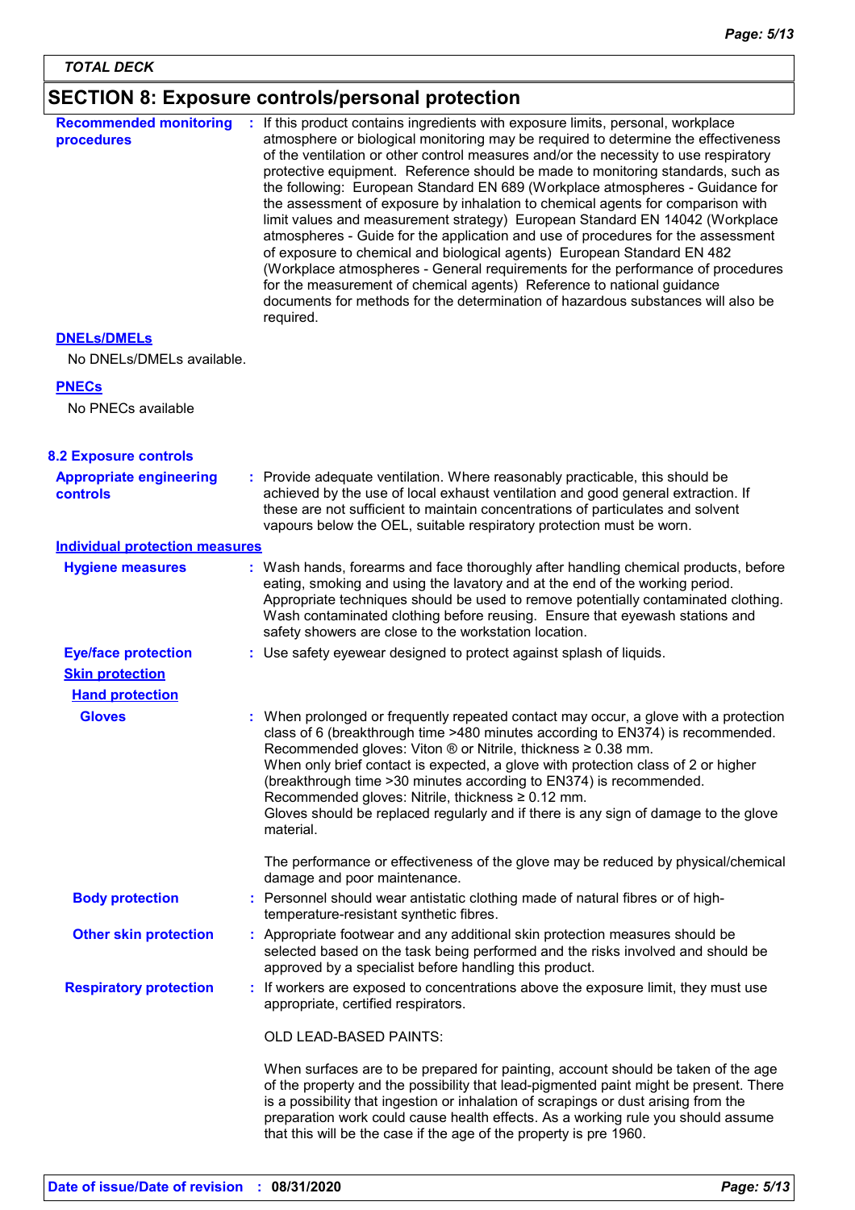**TOTAL DECK**

## SECTION 8: Exposure controls/personal protection

**Recommended monitoring procedures** : If this product contains ingredients with exposure limits, personal, workplace atmosphere or biological monitoring may be required to determine the effectiveness of the ventilation or other control measures and/or the necessity to use respiratory protective equipment. Reference should be made to monitoring standards, such as the following: European Standard EN 689 (Workplace atmospheres - Guidance for the assessment of exposure by inhalation to chemical agents for comparison with limit values and measurement strategy) European Standard EN 14042 (Workplace atmospheres - Guide for the application and use of procedures for the assessment of exposure to chemical and biological agents) European Standard EN 482 (Workplace atmospheres - General requirements for the performance of procedures for the measurement of chemical agents) Reference to national guidance documents for methods for the determination of hazardous substances will also be required.

**DNELs/DMELs**

No DNELs/DMELs available.

**PNECs**

No PNECs available

### 8.2 Exposure controls

**Appropriate engineering controls** : Provide adequate ventilation. Where reasonably practicable, this should be achieved by the use of local exhaust ventilation and good general extraction. If these are not sufficient to maintain concentrations of particulates and solvent vapours below the OEL, suitable respiratory protection must be worn.

**Individual protection measures**

**Hygiene measures** : Wash hands, forearms and face thoroughly after handling chemical products, before eating, smoking and using the lavatory and at the end of the working period. Appropriate techniques should be used to remove potentially contaminated clothing. Wash contaminated clothing before reusing. Ensure that eyewash stations and safety showers are close to the workstation location.

**Eye/face protection** : Use safety eyewear designed to protect against splash of liquids.

**Skin protection**

**Hand protection**

**Gloves** : When prolonged or frequently repeated contact may occur, a glove with a protection class of 6 (breakthrough time >480 minutes according to EN374) is recommended. Recommended gloves: Viton ® or Nitrile, thickness ≥ 0.38 mm.
When only brief contact is expected, a glove with protection class of 2 or higher (breakthrough time >30 minutes according to EN374) is recommended. Recommended gloves: Nitrile, thickness ≥ 0.12 mm.
Gloves should be replaced regularly and if there is any sign of damage to the glove material.

The performance or effectiveness of the glove may be reduced by physical/chemical damage and poor maintenance.

**Body protection** : Personnel should wear antistatic clothing made of natural fibres or of high-temperature-resistant synthetic fibres.

**Other skin protection** : Appropriate footwear and any additional skin protection measures should be selected based on the task being performed and the risks involved and should be approved by a specialist before handling this product.

**Respiratory protection** : If workers are exposed to concentrations above the exposure limit, they must use appropriate, certified respirators.

OLD LEAD-BASED PAINTS:

When surfaces are to be prepared for painting, account should be taken of the age of the property and the possibility that lead-pigmented paint might be present. There is a possibility that ingestion or inhalation of scrapings or dust arising from the preparation work could cause health effects. As a working rule you should assume that this will be the case if the age of the property is pre 1960.

**Date of issue/Date of revision** : **08/31/2020**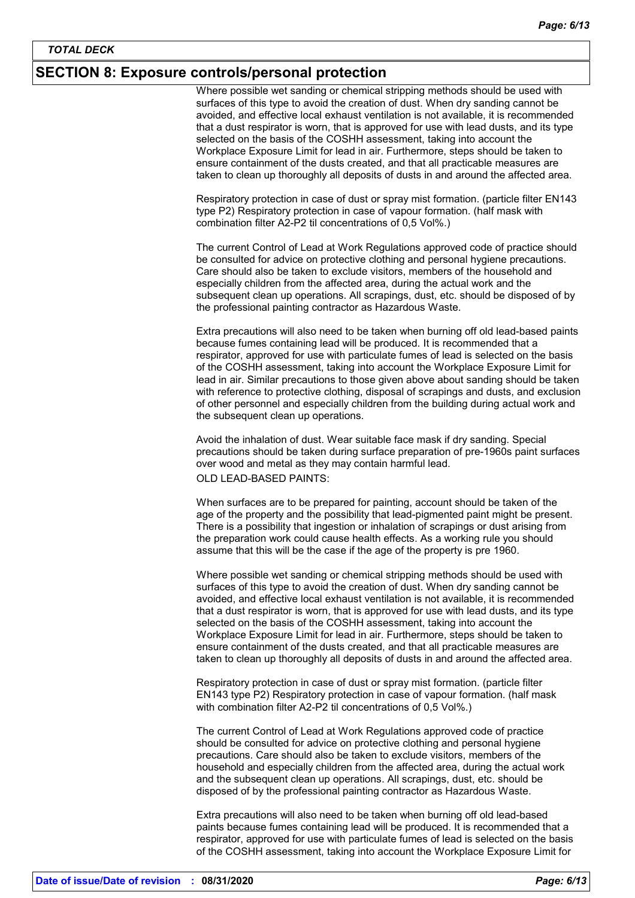## SECTION 8: Exposure controls/personal protection

Where possible wet sanding or chemical stripping methods should be used with surfaces of this type to avoid the creation of dust. When dry sanding cannot be avoided, and effective local exhaust ventilation is not available, it is recommended that a dust respirator is worn, that is approved for use with lead dusts, and its type selected on the basis of the COSHH assessment, taking into account the Workplace Exposure Limit for lead in air. Furthermore, steps should be taken to ensure containment of the dusts created, and that all practicable measures are taken to clean up thoroughly all deposits of dusts in and around the affected area.

Respiratory protection in case of dust or spray mist formation. (particle filter EN143 type P2) Respiratory protection in case of vapour formation. (half mask with combination filter A2-P2 til concentrations of 0,5 Vol%.)

The current Control of Lead at Work Regulations approved code of practice should be consulted for advice on protective clothing and personal hygiene precautions. Care should also be taken to exclude visitors, members of the household and especially children from the affected area, during the actual work and the subsequent clean up operations. All scrapings, dust, etc. should be disposed of by the professional painting contractor as Hazardous Waste.

Extra precautions will also need to be taken when burning off old lead-based paints because fumes containing lead will be produced. It is recommended that a respirator, approved for use with particulate fumes of lead is selected on the basis of the COSHH assessment, taking into account the Workplace Exposure Limit for lead in air. Similar precautions to those given above about sanding should be taken with reference to protective clothing, disposal of scrapings and dusts, and exclusion of other personnel and especially children from the building during actual work and the subsequent clean up operations.

Avoid the inhalation of dust. Wear suitable face mask if dry sanding. Special precautions should be taken during surface preparation of pre-1960s paint surfaces over wood and metal as they may contain harmful lead.

OLD LEAD-BASED PAINTS:

When surfaces are to be prepared for painting, account should be taken of the age of the property and the possibility that lead-pigmented paint might be present. There is a possibility that ingestion or inhalation of scrapings or dust arising from the preparation work could cause health effects. As a working rule you should assume that this will be the case if the age of the property is pre 1960.

Where possible wet sanding or chemical stripping methods should be used with surfaces of this type to avoid the creation of dust. When dry sanding cannot be avoided, and effective local exhaust ventilation is not available, it is recommended that a dust respirator is worn, that is approved for use with lead dusts, and its type selected on the basis of the COSHH assessment, taking into account the Workplace Exposure Limit for lead in air. Furthermore, steps should be taken to ensure containment of the dusts created, and that all practicable measures are taken to clean up thoroughly all deposits of dusts in and around the affected area.

Respiratory protection in case of dust or spray mist formation. (particle filter EN143 type P2) Respiratory protection in case of vapour formation. (half mask with combination filter A2-P2 til concentrations of 0,5 Vol%.)

The current Control of Lead at Work Regulations approved code of practice should be consulted for advice on protective clothing and personal hygiene precautions. Care should also be taken to exclude visitors, members of the household and especially children from the affected area, during the actual work and the subsequent clean up operations. All scrapings, dust, etc. should be disposed of by the professional painting contractor as Hazardous Waste.

Extra precautions will also need to be taken when burning off old lead-based paints because fumes containing lead will be produced. It is recommended that a respirator, approved for use with particulate fumes of lead is selected on the basis of the COSHH assessment, taking into account the Workplace Exposure Limit for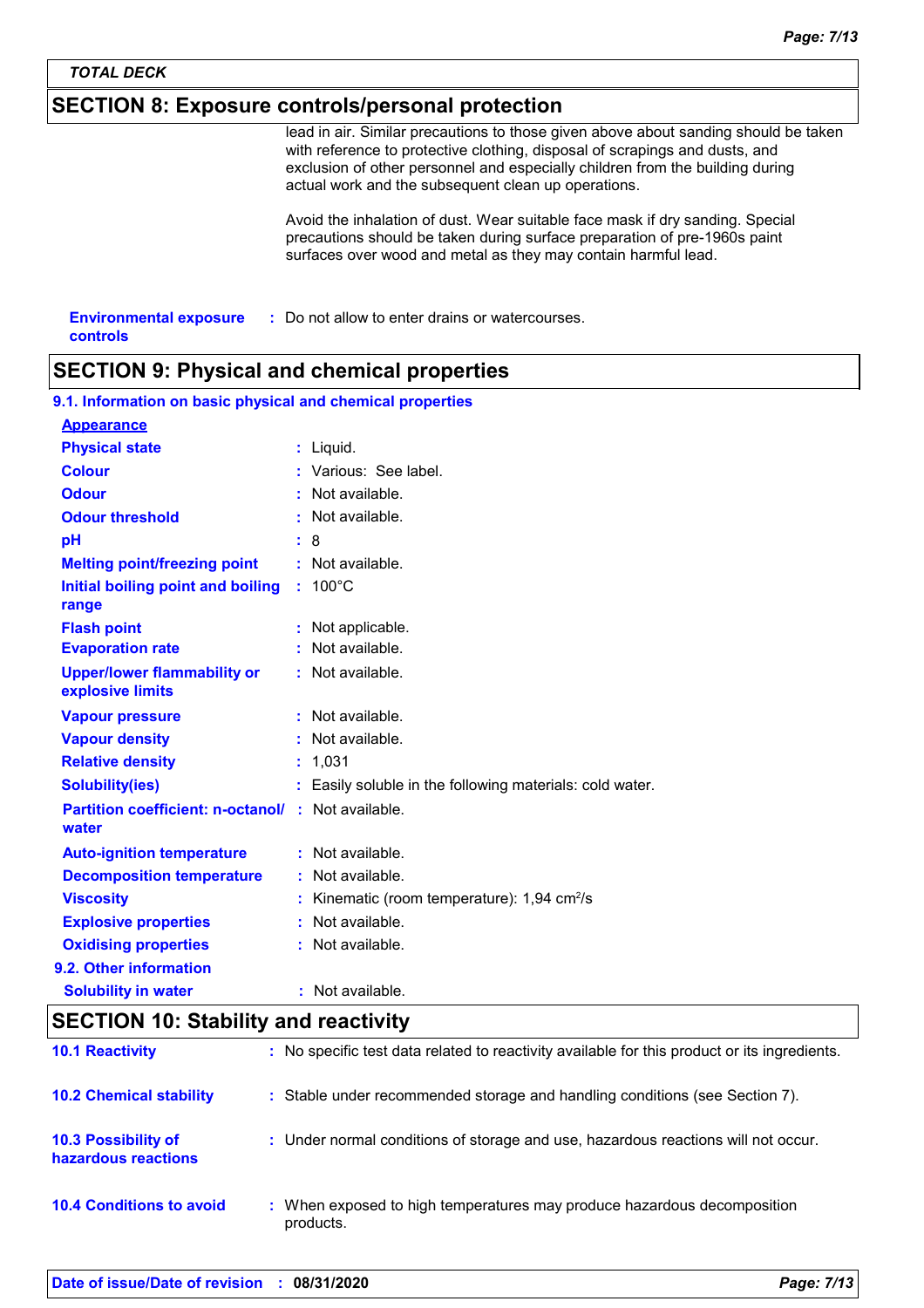## SECTION 8: Exposure controls/personal protection

lead in air. Similar precautions to those given above about sanding should be taken with reference to protective clothing, disposal of scrapings and dusts, and exclusion of other personnel and especially children from the building during actual work and the subsequent clean up operations.

Avoid the inhalation of dust. Wear suitable face mask if dry sanding. Special precautions should be taken during surface preparation of pre-1960s paint surfaces over wood and metal as they may contain harmful lead.

**Environmental exposure controls** : Do not allow to enter drains or watercourses.

## SECTION 9: Physical and chemical properties

### 9.1. Information on basic physical and chemical properties

**Appearance**

| Property | Value |
|---|---|
| Physical state | Liquid. |
| Colour | Various: See label. |
| Odour | Not available. |
| Odour threshold | Not available. |
| pH | 8 |
| Melting point/freezing point | Not available. |
| Initial boiling point and boiling range | 100°C |
| Flash point | Not applicable. |
| Evaporation rate | Not available. |
| Upper/lower flammability or explosive limits | Not available. |
| Vapour pressure | Not available. |
| Vapour density | Not available. |
| Relative density | 1,031 |
| Solubility(ies) | Easily soluble in the following materials: cold water. |
| Partition coefficient: n-octanol/ water | Not available. |
| Auto-ignition temperature | Not available. |
| Decomposition temperature | Not available. |
| Viscosity | Kinematic (room temperature): 1,94 $cm^2/s$ |
| Explosive properties | Not available. |
| Oxidising properties | Not available. |

### 9.2. Other information

| Property | Value |
|---|---|
| Solubility in water | Not available. |

## SECTION 10: Stability and reactivity

**10.1 Reactivity** : No specific test data related to reactivity available for this product or its ingredients.

**10.2 Chemical stability** : Stable under recommended storage and handling conditions (see Section 7).

**10.3 Possibility of hazardous reactions** : Under normal conditions of storage and use, hazardous reactions will not occur.

**10.4 Conditions to avoid** : When exposed to high temperatures may produce hazardous decomposition products.

**Date of issue/Date of revision** : 08/31/2020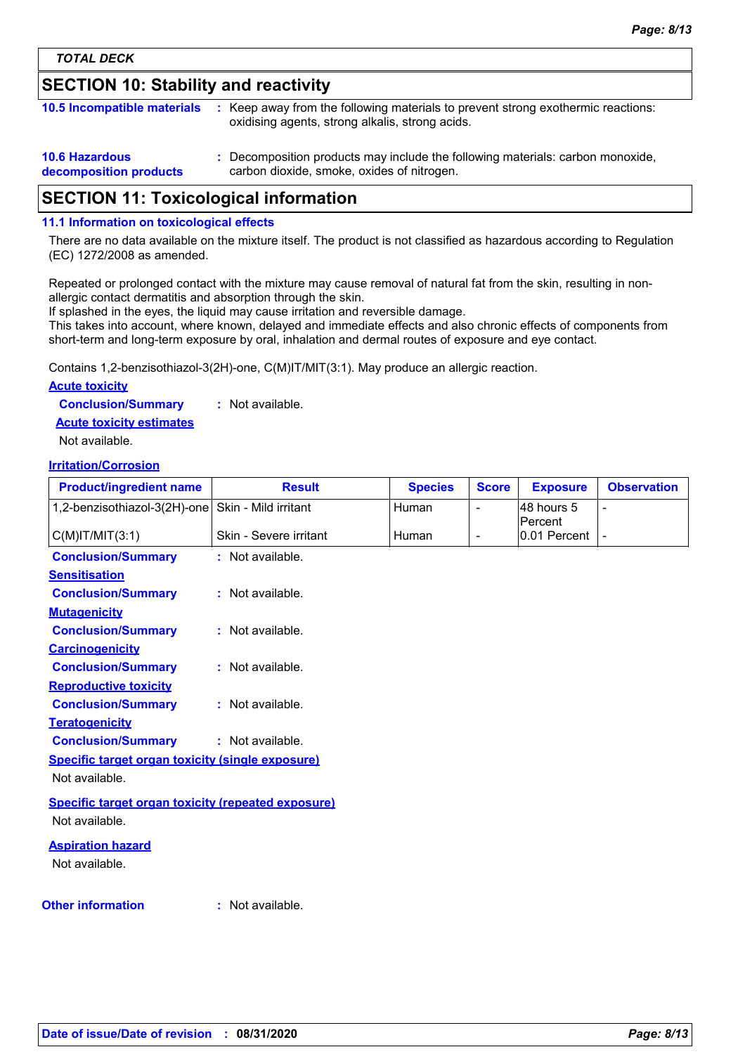TOTAL DECK

## SECTION 10: Stability and reactivity

**10.5 Incompatible materials** : Keep away from the following materials to prevent strong exothermic reactions: oxidising agents, strong alkalis, strong acids.

**10.6 Hazardous decomposition products** : Decomposition products may include the following materials: carbon monoxide, carbon dioxide, smoke, oxides of nitrogen.

## SECTION 11: Toxicological information

### 11.1 Information on toxicological effects

There are no data available on the mixture itself. The product is not classified as hazardous according to Regulation (EC) 1272/2008 as amended.

Repeated or prolonged contact with the mixture may cause removal of natural fat from the skin, resulting in non-allergic contact dermatitis and absorption through the skin.
If splashed in the eyes, the liquid may cause irritation and reversible damage.
This takes into account, where known, delayed and immediate effects and also chronic effects of components from short-term and long-term exposure by oral, inhalation and dermal routes of exposure and eye contact.

Contains 1,2-benzisothiazol-3(2H)-one, C(M)IT/MIT(3:1). May produce an allergic reaction.

**Acute toxicity**

**Conclusion/Summary** : Not available.

**Acute toxicity estimates**

Not available.

**Irritation/Corrosion**

| Product/ingredient name | Result | Species | Score | Exposure | Observation |
|---|---|---|---|---|---|
| 1,2-benzisothiazol-3(2H)-one | Skin - Mild irritant | Human | - | 48 hours 5 Percent | - |
| C(M)IT/MIT(3:1) | Skin - Severe irritant | Human | - | 0.01 Percent | - |

**Conclusion/Summary** : Not available.

**Sensitisation**

**Conclusion/Summary** : Not available.

**Mutagenicity**

**Conclusion/Summary** : Not available.

**Carcinogenicity**

**Conclusion/Summary** : Not available.

**Reproductive toxicity**

**Conclusion/Summary** : Not available.

**Teratogenicity**

**Conclusion/Summary** : Not available.

**Specific target organ toxicity (single exposure)**

Not available.

**Specific target organ toxicity (repeated exposure)**

Not available.

**Aspiration hazard**

Not available.

**Other information** : Not available.

**Date of issue/Date of revision** : 08/31/2020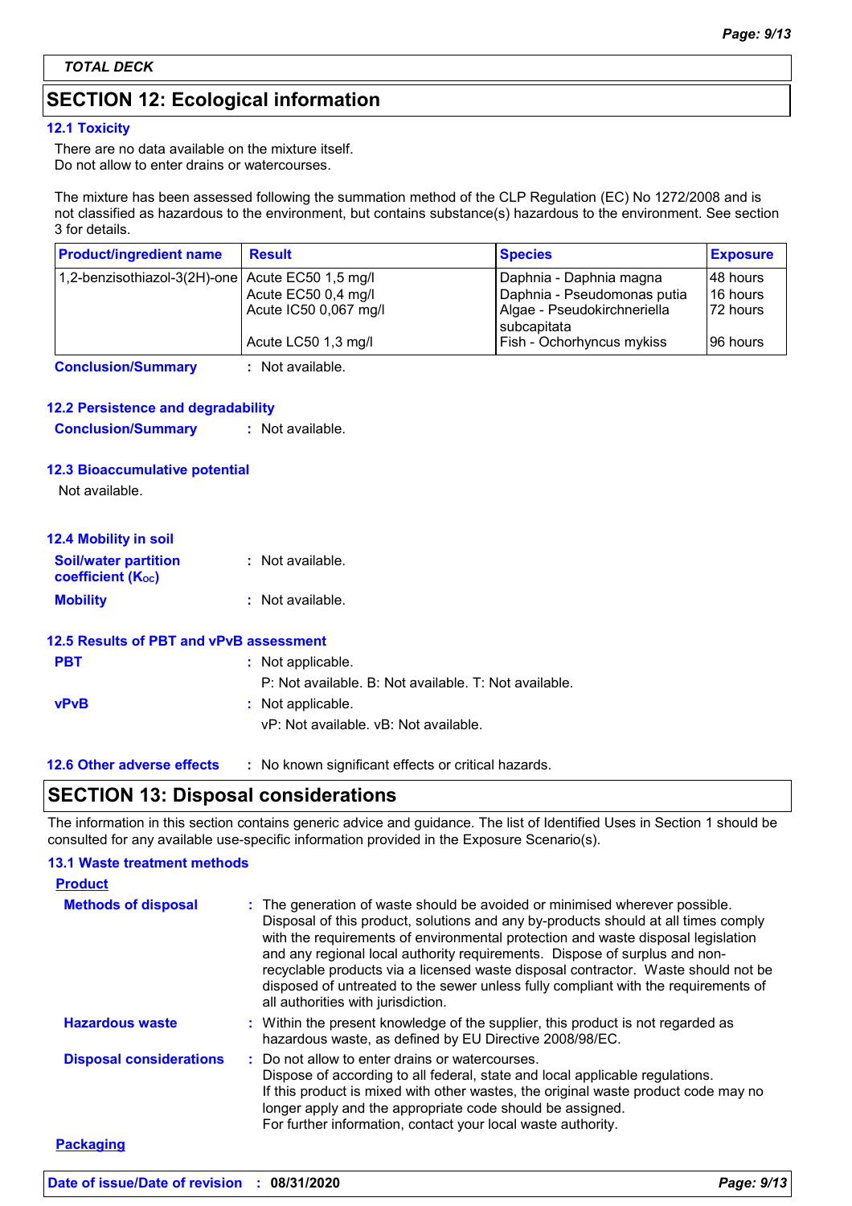TOTAL DECK

## SECTION 12: Ecological information

### 12.1 Toxicity

There are no data available on the mixture itself.
Do not allow to enter drains or watercourses.

The mixture has been assessed following the summation method of the CLP Regulation (EC) No 1272/2008 and is not classified as hazardous to the environment, but contains substance(s) hazardous to the environment. See section 3 for details.

| Product/ingredient name | Result | Species | Exposure |
|---|---|---|---|
| 1,2-benzisothiazol-3(2H)-one | Acute EC50 1,5 mg/l | Daphnia - Daphnia magna | 48 hours |
| | Acute EC50 0,4 mg/l | Daphnia - Pseudomonas putia | 16 hours |
| | Acute IC50 0,067 mg/l | Algae - Pseudokirchneriella subcapitata | 72 hours |
| | Acute LC50 1,3 mg/l | Fish - Ochorhyncus mykiss | 96 hours |

**Conclusion/Summary** : Not available.

### 12.2 Persistence and degradability

**Conclusion/Summary** : Not available.

### 12.3 Bioaccumulative potential

Not available.

### 12.4 Mobility in soil

**Soil/water partition coefficient ($K_{OC}$)** : Not available.

**Mobility** : Not available.

### 12.5 Results of PBT and vPvB assessment

**PBT** : Not applicable.
P: Not available. B: Not available. T: Not available.

**vPvB** : Not applicable.
vP: Not available. vB: Not available.

### 12.6 Other adverse effects

: No known significant effects or critical hazards.

## SECTION 13: Disposal considerations

The information in this section contains generic advice and guidance. The list of Identified Uses in Section 1 should be consulted for any available use-specific information provided in the Exposure Scenario(s).

### 13.1 Waste treatment methods

**Product**

**Methods of disposal** : The generation of waste should be avoided or minimised wherever possible. Disposal of this product, solutions and any by-products should at all times comply with the requirements of environmental protection and waste disposal legislation and any regional local authority requirements. Dispose of surplus and non-recyclable products via a licensed waste disposal contractor. Waste should not be disposed of untreated to the sewer unless fully compliant with the requirements of all authorities with jurisdiction.

**Hazardous waste** : Within the present knowledge of the supplier, this product is not regarded as hazardous waste, as defined by EU Directive 2008/98/EC.

**Disposal considerations** : Do not allow to enter drains or watercourses.
Dispose of according to all federal, state and local applicable regulations.
If this product is mixed with other wastes, the original waste product code may no longer apply and the appropriate code should be assigned.
For further information, contact your local waste authority.

**Packaging**

Date of issue/Date of revision : 08/31/2020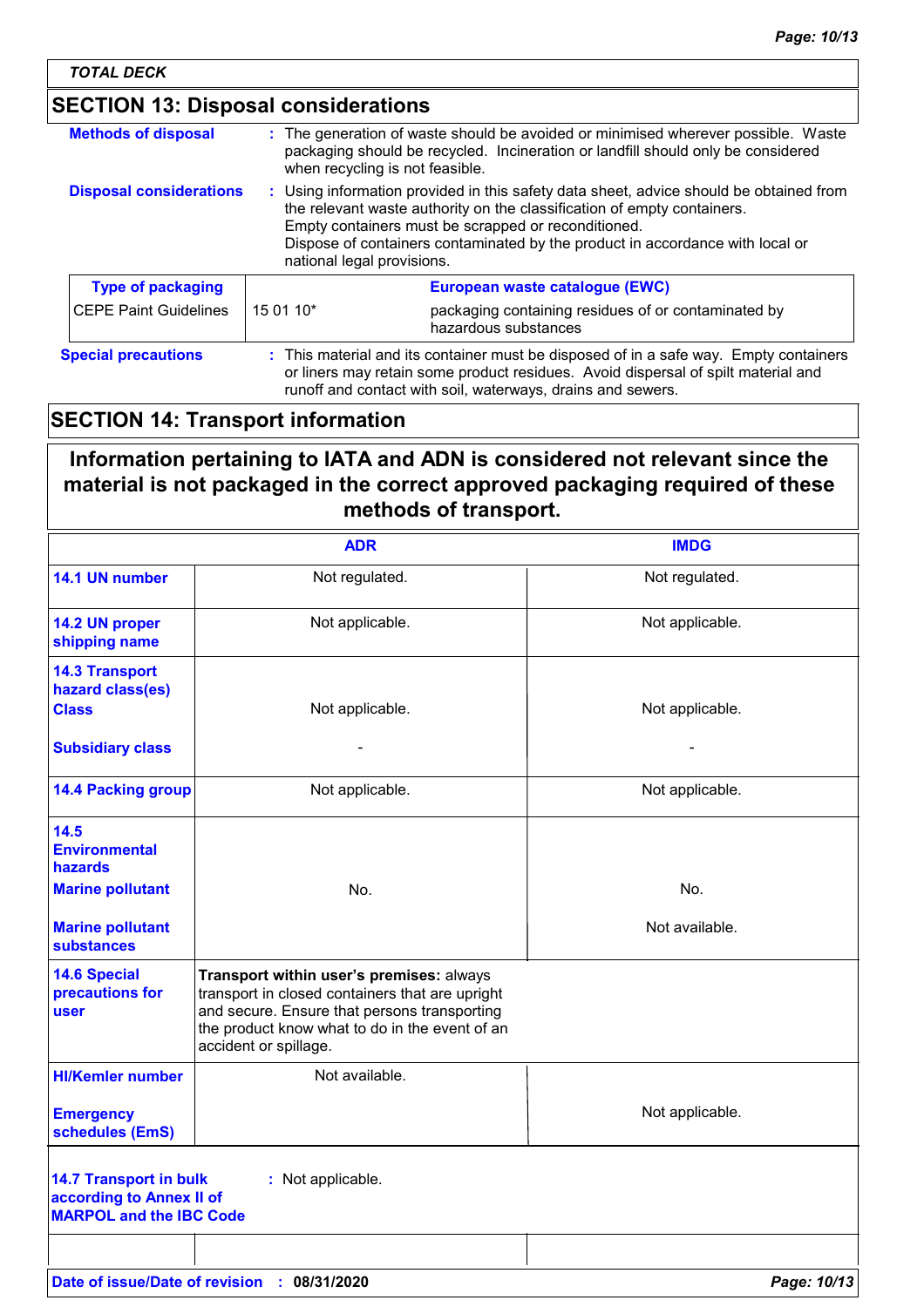TOTAL DECK

## SECTION 13: Disposal considerations

**Methods of disposal** : The generation of waste should be avoided or minimised wherever possible. Waste packaging should be recycled. Incineration or landfill should only be considered when recycling is not feasible.

**Disposal considerations** : Using information provided in this safety data sheet, advice should be obtained from the relevant waste authority on the classification of empty containers.
Empty containers must be scrapped or reconditioned.
Dispose of containers contaminated by the product in accordance with local or national legal provisions.

| Type of packaging | European waste catalogue (EWC) | |
|---|---|---|
| CEPE Paint Guidelines | 15 01 10* | packaging containing residues of or contaminated by hazardous substances |

**Special precautions** : This material and its container must be disposed of in a safe way. Empty containers or liners may retain some product residues. Avoid dispersal of spilt material and runoff and contact with soil, waterways, drains and sewers.

## SECTION 14: Transport information

**Information pertaining to IATA and ADN is considered not relevant since the material is not packaged in the correct approved packaging required of these methods of transport.**

| | ADR | IMDG |
|---|---|---|
| 14.1 UN number | Not regulated. | Not regulated. |
| 14.2 UN proper shipping name | Not applicable. | Not applicable. |
| 14.3 Transport hazard class(es) Class | Not applicable. | Not applicable. |
| Subsidiary class | - | - |
| 14.4 Packing group | Not applicable. | Not applicable. |
| 14.5 Environmental hazards Marine pollutant | No. | No. |
| Marine pollutant substances | | Not available. |
| 14.6 Special precautions for user | **Transport within user's premises:** always transport in closed containers that are upright and secure. Ensure that persons transporting the product know what to do in the event of an accident or spillage. | |
| HI/Kemler number | Not available. | |
| Emergency schedules (EmS) | | Not applicable. |

**14.7 Transport in bulk according to Annex II of MARPOL and the IBC Code** : Not applicable.

**Date of issue/Date of revision** : **08/31/2020**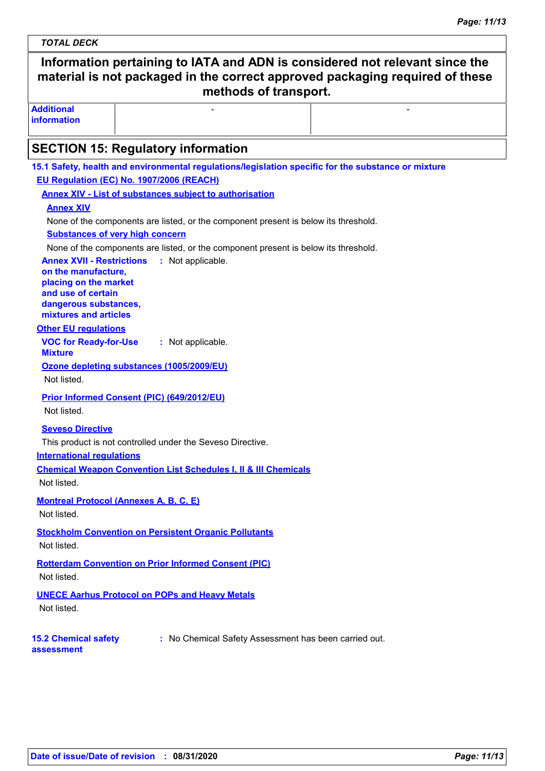TOTAL DECK

**Information pertaining to IATA and ADN is considered not relevant since the material is not packaged in the correct approved packaging required of these methods of transport.**

| **Additional information** | - | - |
|---|---|---|

## SECTION 15: Regulatory information

**15.1 Safety, health and environmental regulations/legislation specific for the substance or mixture**

**EU Regulation (EC) No. 1907/2006 (REACH)**

**Annex XIV - List of substances subject to authorisation**

**Annex XIV**

None of the components are listed, or the component present is below its threshold.

**Substances of very high concern**

None of the components are listed, or the component present is below its threshold.

**Annex XVII - Restrictions on the manufacture, placing on the market and use of certain dangerous substances, mixtures and articles** : Not applicable.

**Other EU regulations**

**VOC for Ready-for-Use Mixture** : Not applicable.

**Ozone depleting substances (1005/2009/EU)**

Not listed.

**Prior Informed Consent (PIC) (649/2012/EU)**

Not listed.

**Seveso Directive**

This product is not controlled under the Seveso Directive.

**International regulations**

**Chemical Weapon Convention List Schedules I, II & III Chemicals**

Not listed.

**Montreal Protocol (Annexes A, B, C, E)**

Not listed.

**Stockholm Convention on Persistent Organic Pollutants**

Not listed.

**Rotterdam Convention on Prior Informed Consent (PIC)**

Not listed.

**UNECE Aarhus Protocol on POPs and Heavy Metals**

Not listed.

**15.2 Chemical safety assessment** : No Chemical Safety Assessment has been carried out.

**Date of issue/Date of revision** : **08/31/2020**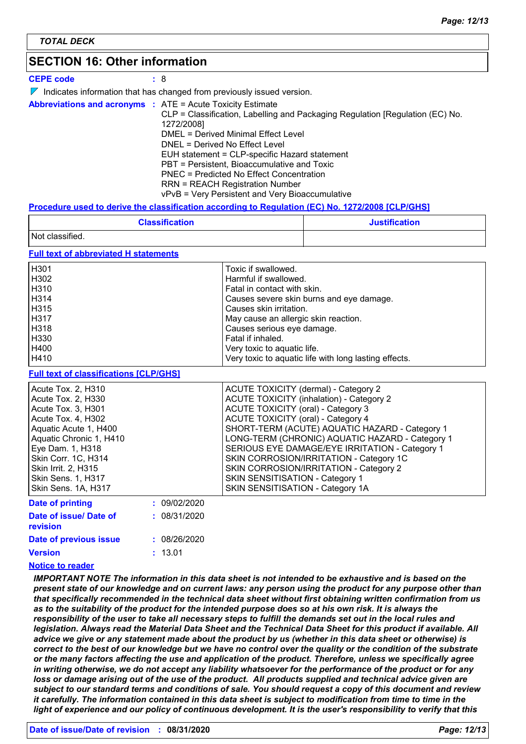## SECTION 16: Other information

**CEPE code** : 8

▼ Indicates information that has changed from previously issued version.

**Abbreviations and acronyms** : ATE = Acute Toxicity Estimate
CLP = Classification, Labelling and Packaging Regulation [Regulation (EC) No. 1272/2008]
DMEL = Derived Minimal Effect Level
DNEL = Derived No Effect Level
EUH statement = CLP-specific Hazard statement
PBT = Persistent, Bioaccumulative and Toxic
PNEC = Predicted No Effect Concentration
RRN = REACH Registration Number
vPvB = Very Persistent and Very Bioaccumulative

**Procedure used to derive the classification according to Regulation (EC) No. 1272/2008 [CLP/GHS]**

| Classification | Justification |
|---|---|
| Not classified. | |

**Full text of abbreviated H statements**

| | |
|---|---|
| H301 | Toxic if swallowed. |
| H302 | Harmful if swallowed. |
| H310 | Fatal in contact with skin. |
| H314 | Causes severe skin burns and eye damage. |
| H315 | Causes skin irritation. |
| H317 | May cause an allergic skin reaction. |
| H318 | Causes serious eye damage. |
| H330 | Fatal if inhaled. |
| H400 | Very toxic to aquatic life. |
| H410 | Very toxic to aquatic life with long lasting effects. |

**Full text of classifications [CLP/GHS]**

| | |
|---|---|
| Acute Tox. 2, H310 | ACUTE TOXICITY (dermal) - Category 2 |
| Acute Tox. 2, H330 | ACUTE TOXICITY (inhalation) - Category 2 |
| Acute Tox. 3, H301 | ACUTE TOXICITY (oral) - Category 3 |
| Acute Tox. 4, H302 | ACUTE TOXICITY (oral) - Category 4 |
| Aquatic Acute 1, H400 | SHORT-TERM (ACUTE) AQUATIC HAZARD - Category 1 |
| Aquatic Chronic 1, H410 | LONG-TERM (CHRONIC) AQUATIC HAZARD - Category 1 |
| Eye Dam. 1, H318 | SERIOUS EYE DAMAGE/EYE IRRITATION - Category 1 |
| Skin Corr. 1C, H314 | SKIN CORROSION/IRRITATION - Category 1C |
| Skin Irrit. 2, H315 | SKIN CORROSION/IRRITATION - Category 2 |
| Skin Sens. 1, H317 | SKIN SENSITISATION - Category 1 |
| Skin Sens. 1A, H317 | SKIN SENSITISATION - Category 1A |

**Date of printing** : 09/02/2020

**Date of issue/ Date of revision** : 08/31/2020

**Date of previous issue** : 08/26/2020

**Version** : 13.01

**Notice to reader**

***IMPORTANT NOTE The information in this data sheet is not intended to be exhaustive and is based on the present state of our knowledge and on current laws: any person using the product for any purpose other than that specifically recommended in the technical data sheet without first obtaining written confirmation from us as to the suitability of the product for the intended purpose does so at his own risk. It is always the responsibility of the user to take all necessary steps to fulfill the demands set out in the local rules and legislation. Always read the Material Data Sheet and the Technical Data Sheet for this product if available. All advice we give or any statement made about the product by us (whether in this data sheet or otherwise) is correct to the best of our knowledge but we have no control over the quality or the condition of the substrate or the many factors affecting the use and application of the product. Therefore, unless we specifically agree in writing otherwise, we do not accept any liability whatsoever for the performance of the product or for any loss or damage arising out of the use of the product. All products supplied and technical advice given are subject to our standard terms and conditions of sale. You should request a copy of this document and review it carefully. The information contained in this data sheet is subject to modification from time to time in the light of experience and our policy of continuous development. It is the user's responsibility to verify that this***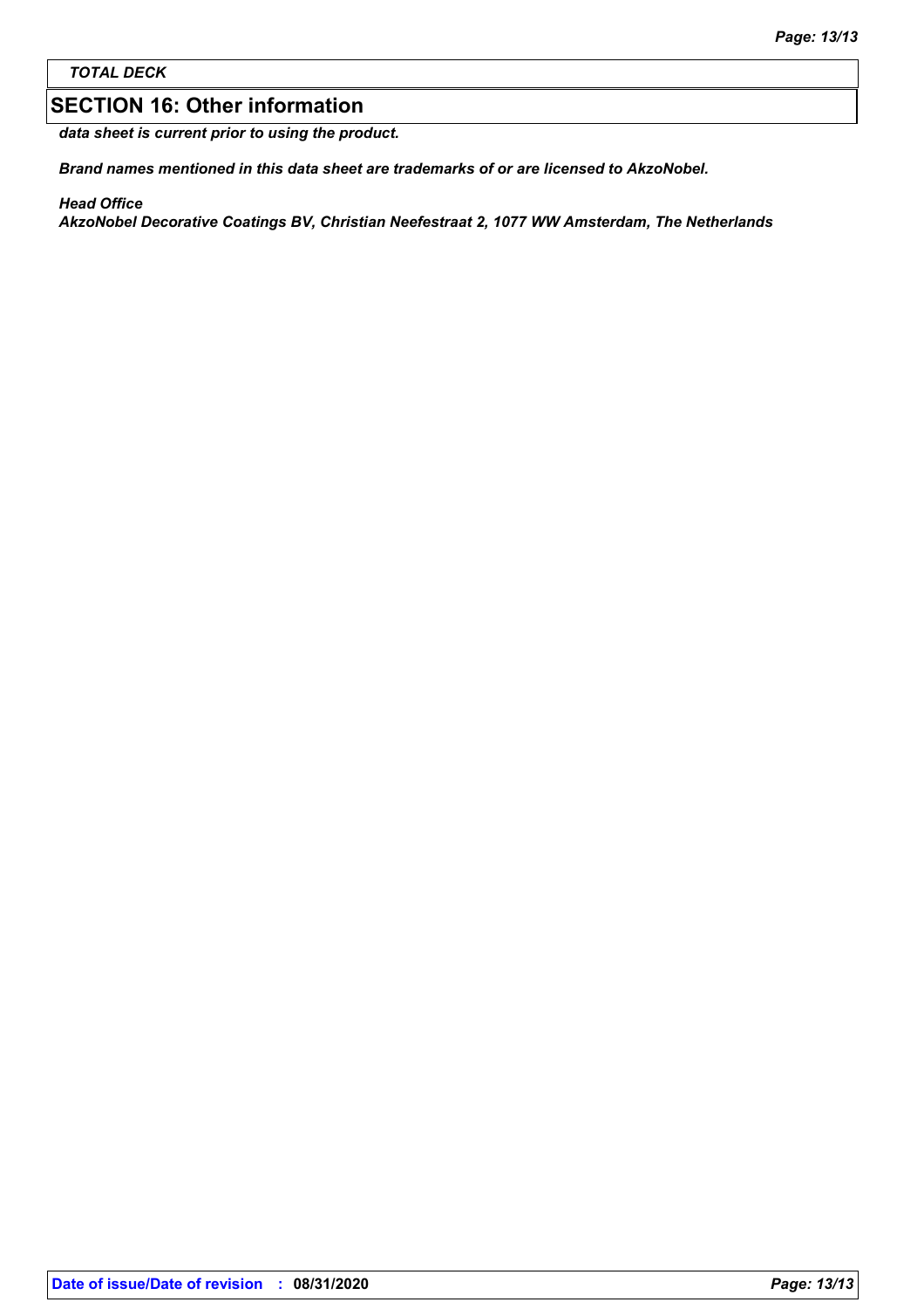## SECTION 16: Other information

***data sheet is current prior to using the product.***

***Brand names mentioned in this data sheet are trademarks of or are licensed to AkzoNobel.***

***Head Office***
***AkzoNobel Decorative Coatings BV, Christian Neefestraat 2, 1077 WW Amsterdam, The Netherlands***